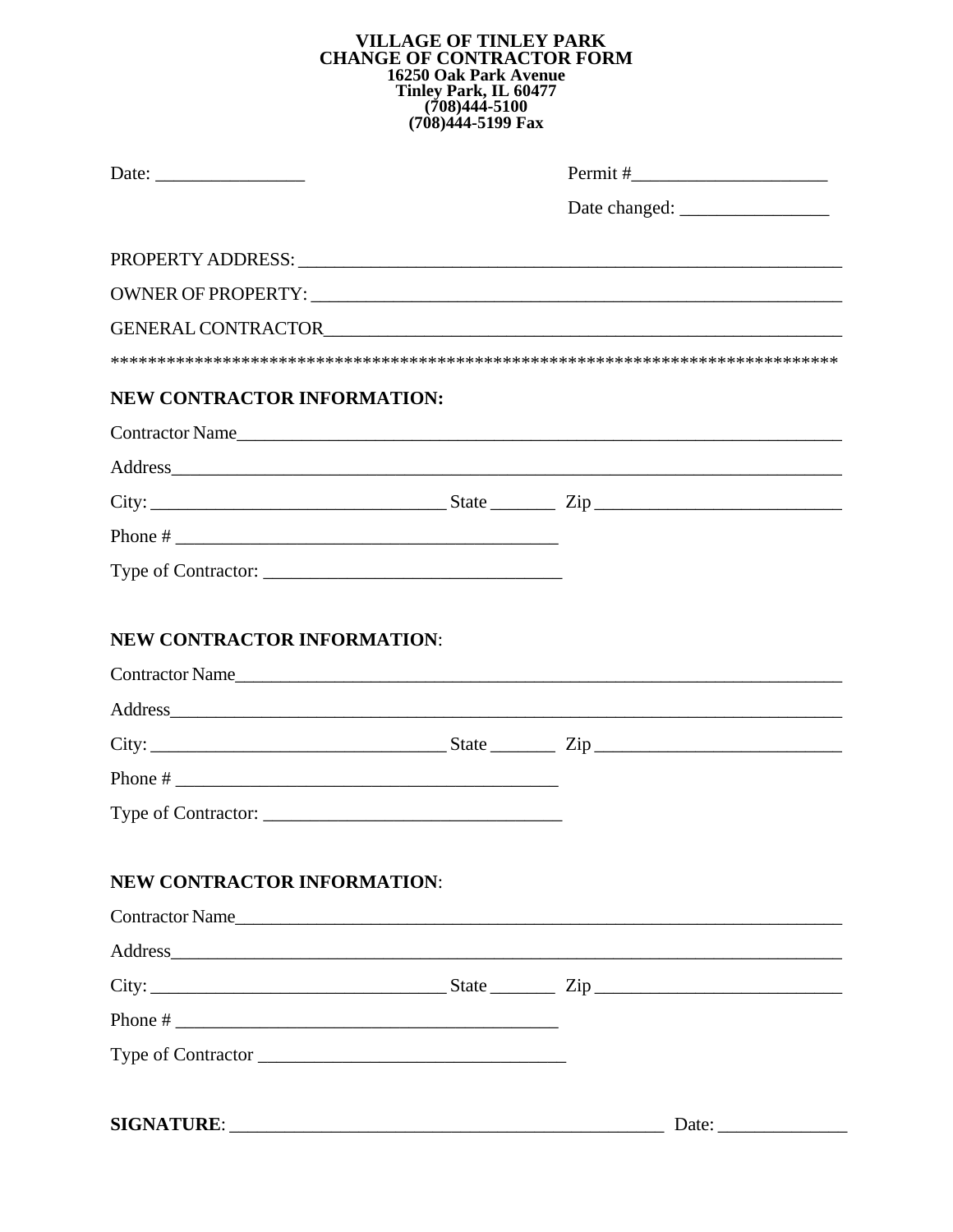**VILLAGE OF TINLEY PARK**
**CHANGE OF CONTRACTOR FORM**
**16250 Oak Park Avenue**
**Tinley Park, IL 60477**
**(708)444-5100**
**(708)444-5199 Fax**

Date: ________________ Permit #_____________________

Date changed: ________________

PROPERTY ADDRESS: ____________________________________________________________

OWNER OF PROPERTY: ___________________________________________________________

GENERAL CONTRACTOR___________________________________________________________

*******************************************************************************

**NEW CONTRACTOR INFORMATION:**

Contractor Name________________________________________________________________

Address______________________________________________________________________

City: ________________________________ State _______ Zip __________________________

Phone # __________________________________________

Type of Contractor: ________________________________

**NEW CONTRACTOR INFORMATION**:

Contractor Name________________________________________________________________

Address______________________________________________________________________

City: ________________________________ State _______ Zip __________________________

Phone # __________________________________________

Type of Contractor: ________________________________

**NEW CONTRACTOR INFORMATION**:

Contractor Name________________________________________________________________

Address______________________________________________________________________

City: ________________________________ State _______ Zip __________________________

Phone # __________________________________________

Type of Contractor __________________________________

**SIGNATURE**: ________________________________________________ Date: ______________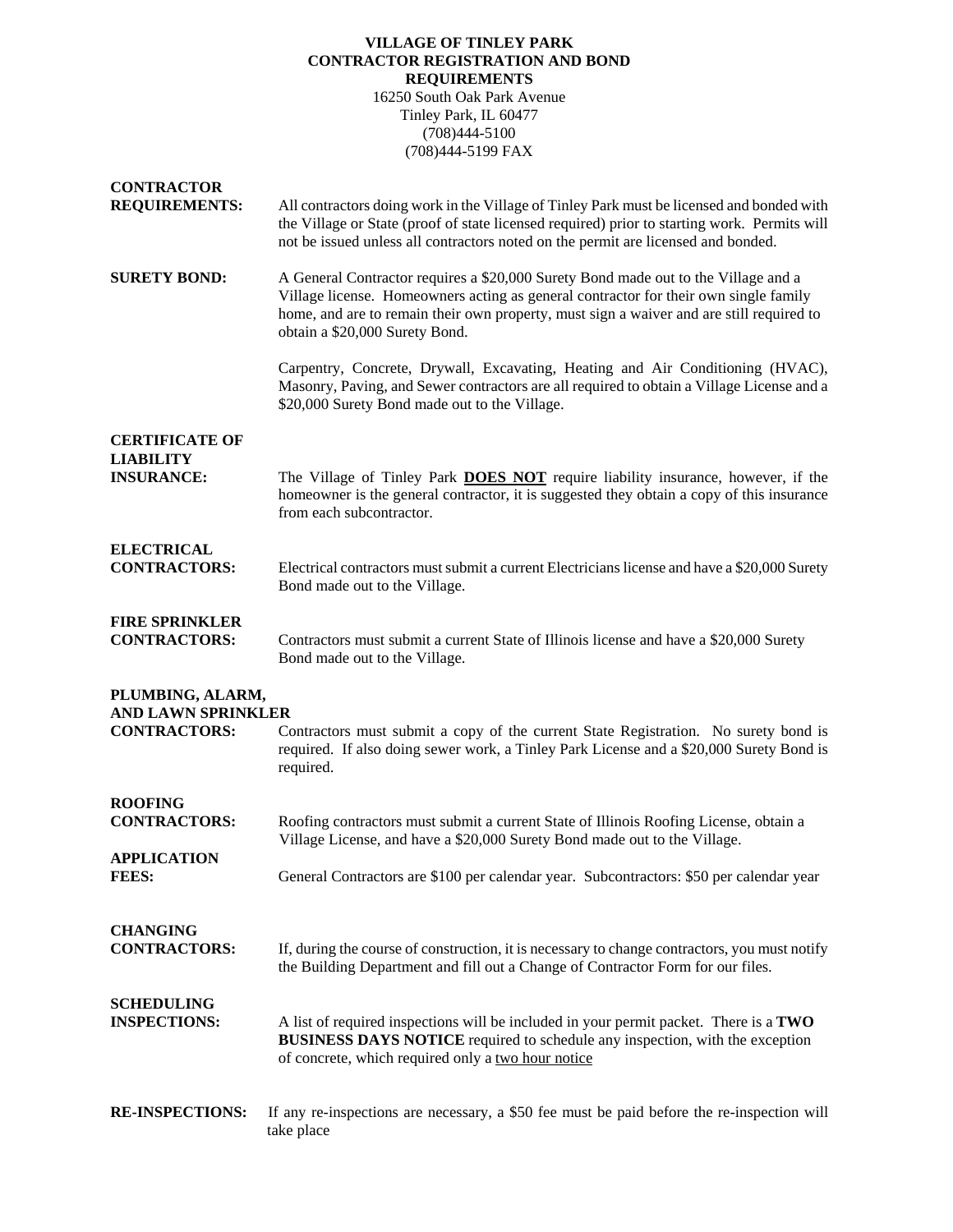# VILLAGE OF TINLEY PARK
## CONTRACTOR REGISTRATION AND BOND REQUIREMENTS

16250 South Oak Park Avenue
Tinley Park, IL 60477
(708)444-5100
(708)444-5199 FAX

**CONTRACTOR REQUIREMENTS:** All contractors doing work in the Village of Tinley Park must be licensed and bonded with the Village or State (proof of state licensed required) prior to starting work. Permits will not be issued unless all contractors noted on the permit are licensed and bonded.

**SURETY BOND:** A General Contractor requires a $20,000 Surety Bond made out to the Village and a Village license. Homeowners acting as general contractor for their own single family home, and are to remain their own property, must sign a waiver and are still required to obtain a $20,000 Surety Bond.

Carpentry, Concrete, Drywall, Excavating, Heating and Air Conditioning (HVAC), Masonry, Paving, and Sewer contractors are all required to obtain a Village License and a $20,000 Surety Bond made out to the Village.

**CERTIFICATE OF LIABILITY INSURANCE:** The Village of Tinley Park **DOES NOT** require liability insurance, however, if the homeowner is the general contractor, it is suggested they obtain a copy of this insurance from each subcontractor.

**ELECTRICAL CONTRACTORS:** Electrical contractors must submit a current Electricians license and have a $20,000 Surety Bond made out to the Village.

**FIRE SPRINKLER CONTRACTORS:** Contractors must submit a current State of Illinois license and have a $20,000 Surety Bond made out to the Village.

**PLUMBING, ALARM, AND LAWN SPRINKLER CONTRACTORS:** Contractors must submit a copy of the current State Registration. No surety bond is required. If also doing sewer work, a Tinley Park License and a $20,000 Surety Bond is required.

**ROOFING CONTRACTORS:** Roofing contractors must submit a current State of Illinois Roofing License, obtain a Village License, and have a $20,000 Surety Bond made out to the Village.

**APPLICATION FEES:** General Contractors are $100 per calendar year. Subcontractors: $50 per calendar year

**CHANGING CONTRACTORS:** If, during the course of construction, it is necessary to change contractors, you must notify the Building Department and fill out a Change of Contractor Form for our files.

**SCHEDULING INSPECTIONS:** A list of required inspections will be included in your permit packet. There is a **TWO BUSINESS DAYS NOTICE** required to schedule any inspection, with the exception of concrete, which required only a two hour notice

**RE-INSPECTIONS:** If any re-inspections are necessary, a $50 fee must be paid before the re-inspection will take place